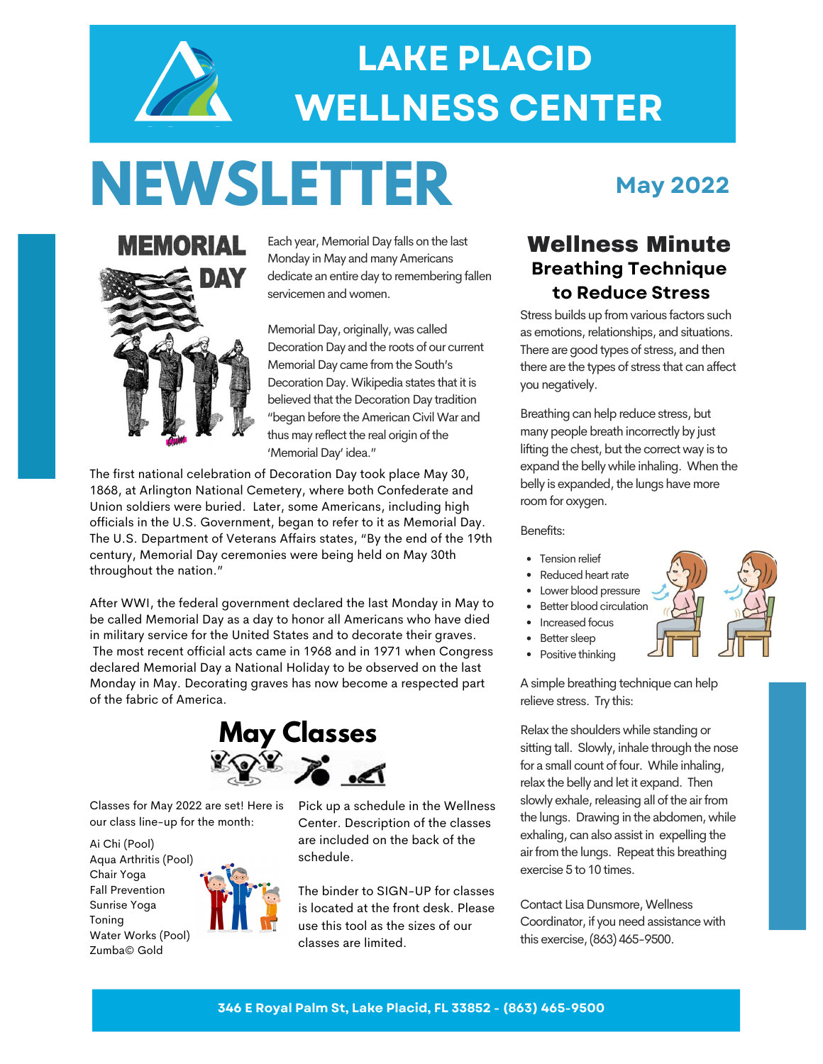# LAKE PLACID WELLNESS CENTER

# NEWSLETTER

**May 2022**

## MEMORIAL DAY

Each year, Memorial Day falls on the last Monday in May and many Americans dedicate an entire day to remembering fallen servicemen and women.

Memorial Day, originally, was called Decoration Day and the roots of our current Memorial Day came from the South's Decoration Day. Wikipedia states that it is believed that the Decoration Day tradition "began before the American Civil War and thus may reflect the real origin of the 'Memorial Day' idea."

The first national celebration of Decoration Day took place May 30, 1868, at Arlington National Cemetery, where both Confederate and Union soldiers were buried. Later, some Americans, including high officials in the U.S. Government, began to refer to it as Memorial Day. The U.S. Department of Veterans Affairs states, "By the end of the 19th century, Memorial Day ceremonies were being held on May 30th throughout the nation."

After WWI, the federal government declared the last Monday in May to be called Memorial Day as a day to honor all Americans who have died in military service for the United States and to decorate their graves. The most recent official acts came in 1968 and in 1971 when Congress declared Memorial Day a National Holiday to be observed on the last Monday in May. Decorating graves has now become a respected part of the fabric of America.

## May Classes

Classes for May 2022 are set! Here is our class line-up for the month:

Ai Chi (Pool)
Aqua Arthritis (Pool)
Chair Yoga
Fall Prevention
Sunrise Yoga
Toning
Water Works (Pool)
Zumba© Gold

Pick up a schedule in the Wellness Center. Description of the classes are included on the back of the schedule.

The binder to SIGN-UP for classes is located at the front desk. Please use this tool as the sizes of our classes are limited.

## Wellness Minute

### Breathing Technique to Reduce Stress

Stress builds up from various factors such as emotions, relationships, and situations. There are good types of stress, and then there are the types of stress that can affect you negatively.

Breathing can help reduce stress, but many people breath incorrectly by just lifting the chest, but the correct way is to expand the belly while inhaling. When the belly is expanded, the lungs have more room for oxygen.

Benefits:

- Tension relief
- Reduced heart rate
- Lower blood pressure
- Better blood circulation
- Increased focus
- Better sleep
- Positive thinking

A simple breathing technique can help relieve stress. Try this:

Relax the shoulders while standing or sitting tall. Slowly, inhale through the nose for a small count of four. While inhaling, relax the belly and let it expand. Then slowly exhale, releasing all of the air from the lungs. Drawing in the abdomen, while exhaling, can also assist in expelling the air from the lungs. Repeat this breathing exercise 5 to 10 times.

Contact Lisa Dunsmore, Wellness Coordinator, if you need assistance with this exercise, (863) 465-9500.

346 E Royal Palm St, Lake Placid, FL 33852 - (863) 465-9500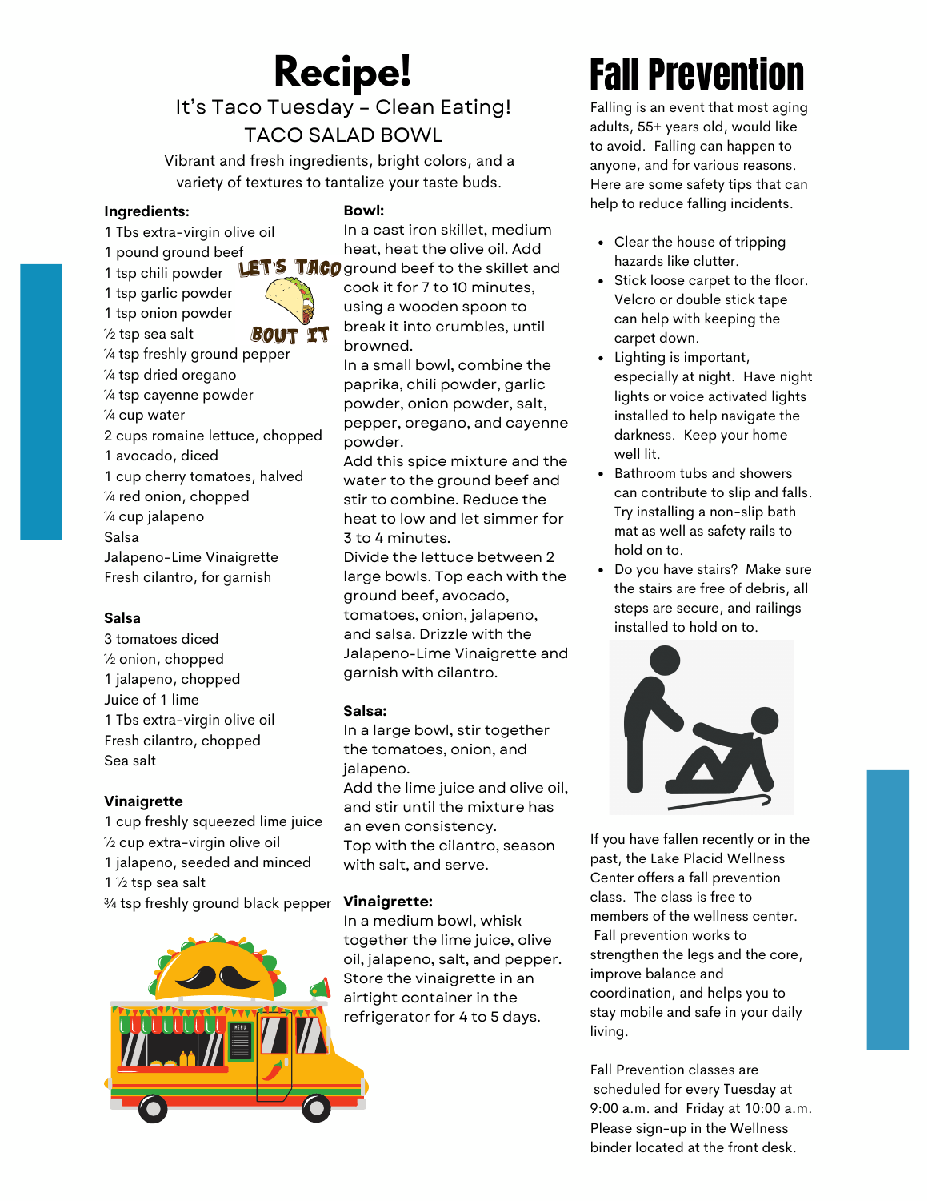# Recipe!

## It's Taco Tuesday – Clean Eating!

## TACO SALAD BOWL

Vibrant and fresh ingredients, bright colors, and a variety of textures to tantalize your taste buds.

LET'S TACO BOUT IT

**Ingredients:**

1 Tbs extra-virgin olive oil
1 pound ground beef
1 tsp chili powder
1 tsp garlic powder
1 tsp onion powder
½ tsp sea salt
¼ tsp freshly ground pepper
¼ tsp dried oregano
¼ tsp cayenne powder
¼ cup water
2 cups romaine lettuce, chopped
1 avocado, diced
1 cup cherry tomatoes, halved
¼ red onion, chopped
¼ cup jalapeno
Salsa
Jalapeno-Lime Vinaigrette
Fresh cilantro, for garnish

**Salsa**

3 tomatoes diced
½ onion, chopped
1 jalapeno, chopped
Juice of 1 lime
1 Tbs extra-virgin olive oil
Fresh cilantro, chopped
Sea salt

**Vinaigrette**

1 cup freshly squeezed lime juice
½ cup extra-virgin olive oil
1 jalapeno, seeded and minced
1 ½ tsp sea salt
¾ tsp freshly ground black pepper

**Bowl:**

In a cast iron skillet, medium heat, heat the olive oil. Add ground beef to the skillet and cook it for 7 to 10 minutes, using a wooden spoon to break it into crumbles, until browned.

In a small bowl, combine the paprika, chili powder, garlic powder, onion powder, salt, pepper, oregano, and cayenne powder.

Add this spice mixture and the water to the ground beef and stir to combine. Reduce the heat to low and let simmer for 3 to 4 minutes.

Divide the lettuce between 2 large bowls. Top each with the ground beef, avocado, tomatoes, onion, jalapeno, and salsa. Drizzle with the Jalapeno-Lime Vinaigrette and garnish with cilantro.

**Salsa:**

In a large bowl, stir together the tomatoes, onion, and jalapeno.

Add the lime juice and olive oil, and stir until the mixture has an even consistency.

Top with the cilantro, season with salt, and serve.

**Vinaigrette:**

In a medium bowl, whisk together the lime juice, olive oil, jalapeno, salt, and pepper. Store the vinaigrette in an airtight container in the refrigerator for 4 to 5 days.

# Fall Prevention

Falling is an event that most aging adults, 55+ years old, would like to avoid. Falling can happen to anyone, and for various reasons. Here are some safety tips that can help to reduce falling incidents.

- Clear the house of tripping hazards like clutter.
- Stick loose carpet to the floor. Velcro or double stick tape can help with keeping the carpet down.
- Lighting is important, especially at night. Have night lights or voice activated lights installed to help navigate the darkness. Keep your home well lit.
- Bathroom tubs and showers can contribute to slip and falls. Try installing a non-slip bath mat as well as safety rails to hold on to.
- Do you have stairs? Make sure the stairs are free of debris, all steps are secure, and railings installed to hold on to.

If you have fallen recently or in the past, the Lake Placid Wellness Center offers a fall prevention class. The class is free to members of the wellness center. Fall prevention works to strengthen the legs and the core, improve balance and coordination, and helps you to stay mobile and safe in your daily living.

Fall Prevention classes are scheduled for every Tuesday at 9:00 a.m. and Friday at 10:00 a.m. Please sign-up in the Wellness binder located at the front desk.